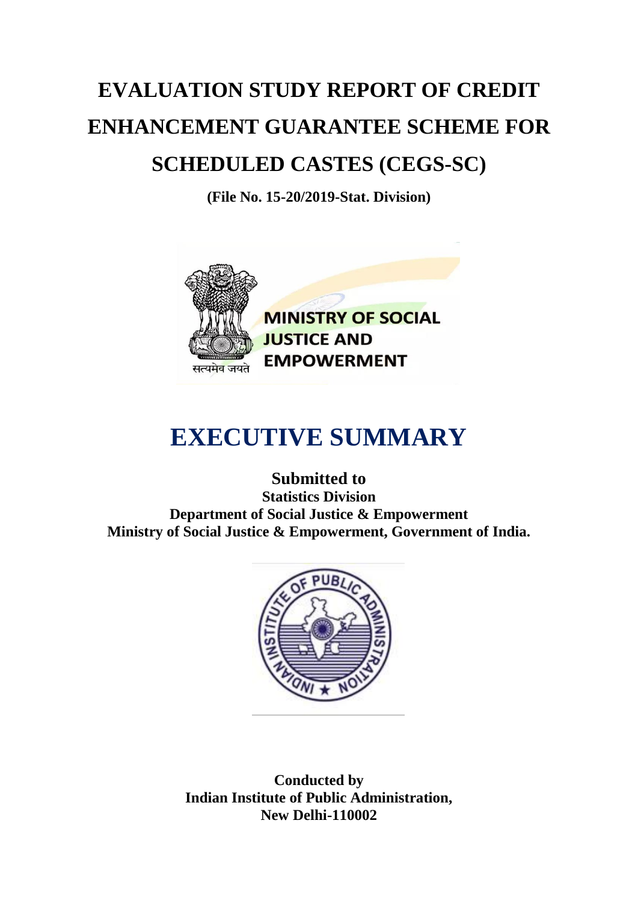# EVALUATION STUDY REPORT OF CREDIT ENHANCEMENT GUARANTEE SCHEME FOR SCHEDULED CASTES (CEGS-SC)

**(File No. 15-20/2019-Stat. Division)**

# EXECUTIVE SUMMARY

**Submitted to**

**Statistics Division**

**Department of Social Justice & Empowerment**

**Ministry of Social Justice & Empowerment, Government of India.**

**Conducted by**

**Indian Institute of Public Administration,**

**New Delhi-110002**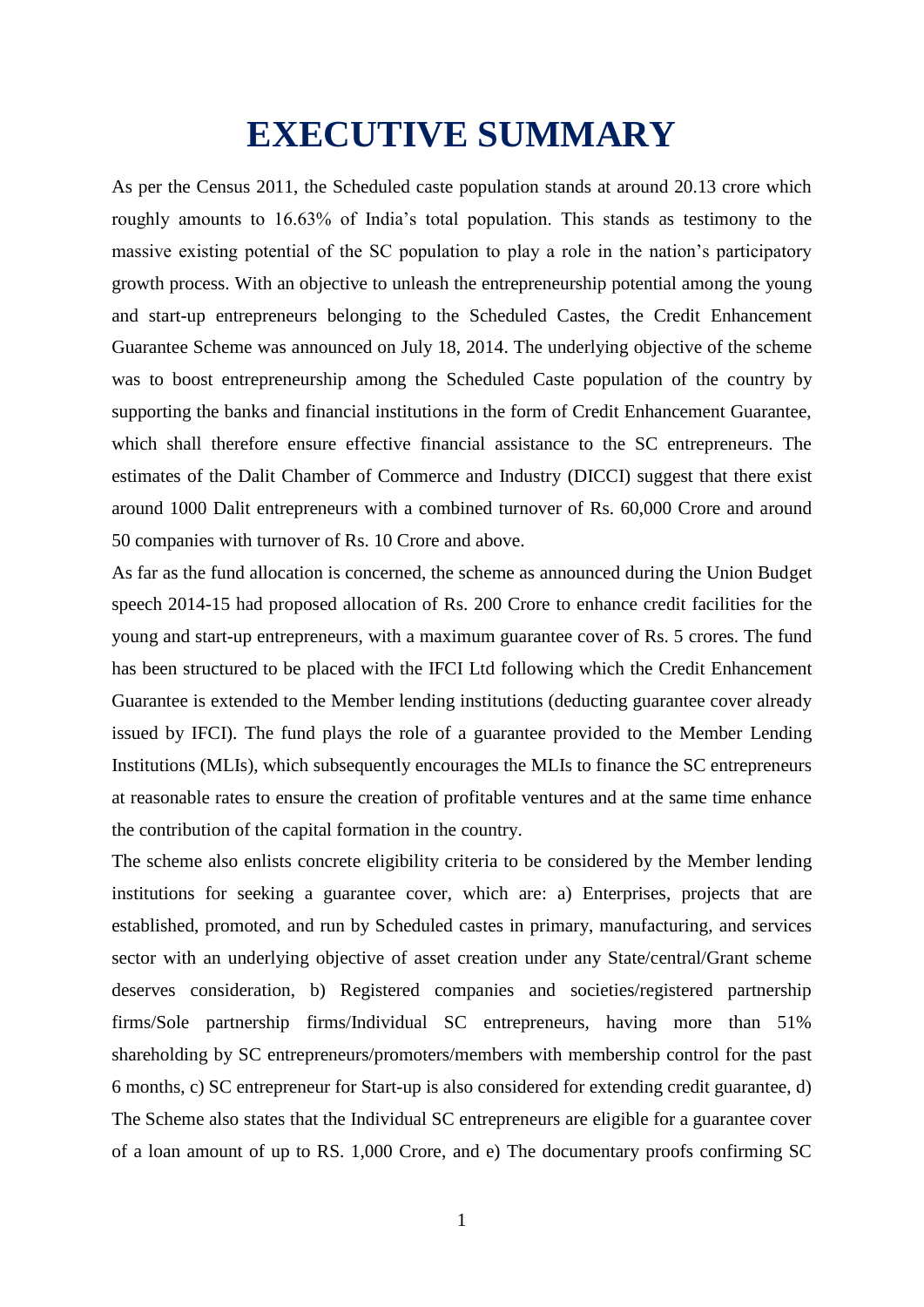# EXECUTIVE SUMMARY

As per the Census 2011, the Scheduled caste population stands at around 20.13 crore which roughly amounts to 16.63% of India's total population. This stands as testimony to the massive existing potential of the SC population to play a role in the nation's participatory growth process. With an objective to unleash the entrepreneurship potential among the young and start-up entrepreneurs belonging to the Scheduled Castes, the Credit Enhancement Guarantee Scheme was announced on July 18, 2014. The underlying objective of the scheme was to boost entrepreneurship among the Scheduled Caste population of the country by supporting the banks and financial institutions in the form of Credit Enhancement Guarantee, which shall therefore ensure effective financial assistance to the SC entrepreneurs. The estimates of the Dalit Chamber of Commerce and Industry (DICCI) suggest that there exist around 1000 Dalit entrepreneurs with a combined turnover of Rs. 60,000 Crore and around 50 companies with turnover of Rs. 10 Crore and above.

As far as the fund allocation is concerned, the scheme as announced during the Union Budget speech 2014-15 had proposed allocation of Rs. 200 Crore to enhance credit facilities for the young and start-up entrepreneurs, with a maximum guarantee cover of Rs. 5 crores. The fund has been structured to be placed with the IFCI Ltd following which the Credit Enhancement Guarantee is extended to the Member lending institutions (deducting guarantee cover already issued by IFCI). The fund plays the role of a guarantee provided to the Member Lending Institutions (MLIs), which subsequently encourages the MLIs to finance the SC entrepreneurs at reasonable rates to ensure the creation of profitable ventures and at the same time enhance the contribution of the capital formation in the country.

The scheme also enlists concrete eligibility criteria to be considered by the Member lending institutions for seeking a guarantee cover, which are: a) Enterprises, projects that are established, promoted, and run by Scheduled castes in primary, manufacturing, and services sector with an underlying objective of asset creation under any State/central/Grant scheme deserves consideration, b) Registered companies and societies/registered partnership firms/Sole partnership firms/Individual SC entrepreneurs, having more than 51% shareholding by SC entrepreneurs/promoters/members with membership control for the past 6 months, c) SC entrepreneur for Start-up is also considered for extending credit guarantee, d) The Scheme also states that the Individual SC entrepreneurs are eligible for a guarantee cover of a loan amount of up to RS. 1,000 Crore, and e) The documentary proofs confirming SC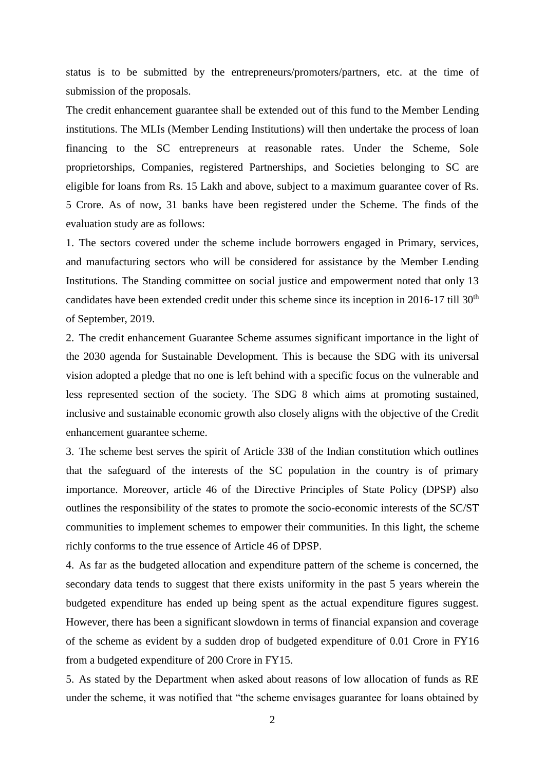status is to be submitted by the entrepreneurs/promoters/partners, etc. at the time of submission of the proposals.

The credit enhancement guarantee shall be extended out of this fund to the Member Lending institutions. The MLIs (Member Lending Institutions) will then undertake the process of loan financing to the SC entrepreneurs at reasonable rates. Under the Scheme, Sole proprietorships, Companies, registered Partnerships, and Societies belonging to SC are eligible for loans from Rs. 15 Lakh and above, subject to a maximum guarantee cover of Rs. 5 Crore. As of now, 31 banks have been registered under the Scheme. The finds of the evaluation study are as follows:

1. The sectors covered under the scheme include borrowers engaged in Primary, services, and manufacturing sectors who will be considered for assistance by the Member Lending Institutions. The Standing committee on social justice and empowerment noted that only 13 candidates have been extended credit under this scheme since its inception in 2016-17 till 30th of September, 2019.

2. The credit enhancement Guarantee Scheme assumes significant importance in the light of the 2030 agenda for Sustainable Development. This is because the SDG with its universal vision adopted a pledge that no one is left behind with a specific focus on the vulnerable and less represented section of the society. The SDG 8 which aims at promoting sustained, inclusive and sustainable economic growth also closely aligns with the objective of the Credit enhancement guarantee scheme.

3. The scheme best serves the spirit of Article 338 of the Indian constitution which outlines that the safeguard of the interests of the SC population in the country is of primary importance. Moreover, article 46 of the Directive Principles of State Policy (DPSP) also outlines the responsibility of the states to promote the socio-economic interests of the SC/ST communities to implement schemes to empower their communities. In this light, the scheme richly conforms to the true essence of Article 46 of DPSP.

4. As far as the budgeted allocation and expenditure pattern of the scheme is concerned, the secondary data tends to suggest that there exists uniformity in the past 5 years wherein the budgeted expenditure has ended up being spent as the actual expenditure figures suggest. However, there has been a significant slowdown in terms of financial expansion and coverage of the scheme as evident by a sudden drop of budgeted expenditure of 0.01 Crore in FY16 from a budgeted expenditure of 200 Crore in FY15.

5. As stated by the Department when asked about reasons of low allocation of funds as RE under the scheme, it was notified that "the scheme envisages guarantee for loans obtained by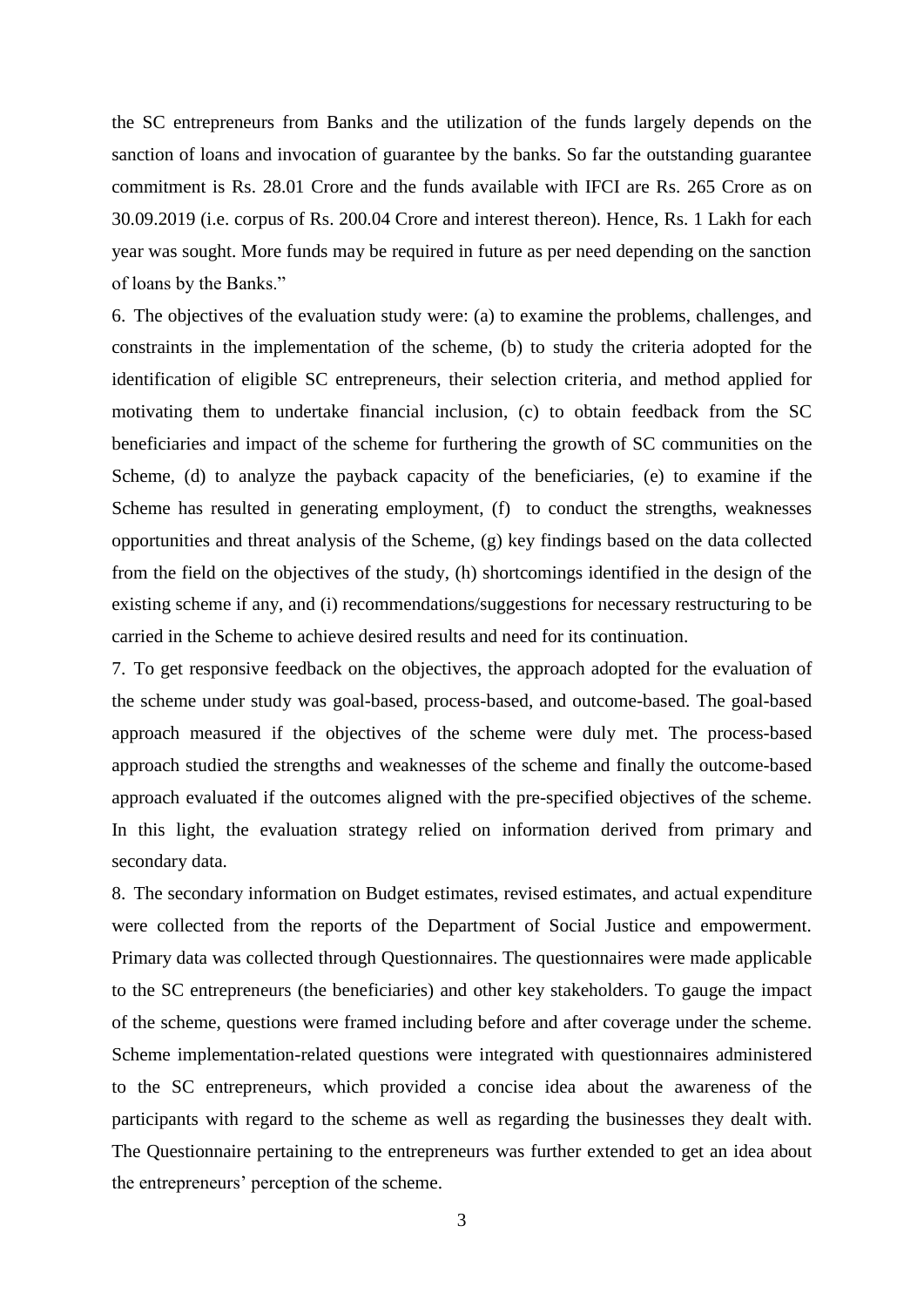the SC entrepreneurs from Banks and the utilization of the funds largely depends on the sanction of loans and invocation of guarantee by the banks. So far the outstanding guarantee commitment is Rs. 28.01 Crore and the funds available with IFCI are Rs. 265 Crore as on 30.09.2019 (i.e. corpus of Rs. 200.04 Crore and interest thereon). Hence, Rs. 1 Lakh for each year was sought. More funds may be required in future as per need depending on the sanction of loans by the Banks."

6. The objectives of the evaluation study were: (a) to examine the problems, challenges, and constraints in the implementation of the scheme, (b) to study the criteria adopted for the identification of eligible SC entrepreneurs, their selection criteria, and method applied for motivating them to undertake financial inclusion, (c) to obtain feedback from the SC beneficiaries and impact of the scheme for furthering the growth of SC communities on the Scheme, (d) to analyze the payback capacity of the beneficiaries, (e) to examine if the Scheme has resulted in generating employment, (f) to conduct the strengths, weaknesses opportunities and threat analysis of the Scheme, (g) key findings based on the data collected from the field on the objectives of the study, (h) shortcomings identified in the design of the existing scheme if any, and (i) recommendations/suggestions for necessary restructuring to be carried in the Scheme to achieve desired results and need for its continuation.

7. To get responsive feedback on the objectives, the approach adopted for the evaluation of the scheme under study was goal-based, process-based, and outcome-based. The goal-based approach measured if the objectives of the scheme were duly met. The process-based approach studied the strengths and weaknesses of the scheme and finally the outcome-based approach evaluated if the outcomes aligned with the pre-specified objectives of the scheme. In this light, the evaluation strategy relied on information derived from primary and secondary data.

8. The secondary information on Budget estimates, revised estimates, and actual expenditure were collected from the reports of the Department of Social Justice and empowerment. Primary data was collected through Questionnaires. The questionnaires were made applicable to the SC entrepreneurs (the beneficiaries) and other key stakeholders. To gauge the impact of the scheme, questions were framed including before and after coverage under the scheme. Scheme implementation-related questions were integrated with questionnaires administered to the SC entrepreneurs, which provided a concise idea about the awareness of the participants with regard to the scheme as well as regarding the businesses they dealt with. The Questionnaire pertaining to the entrepreneurs was further extended to get an idea about the entrepreneurs' perception of the scheme.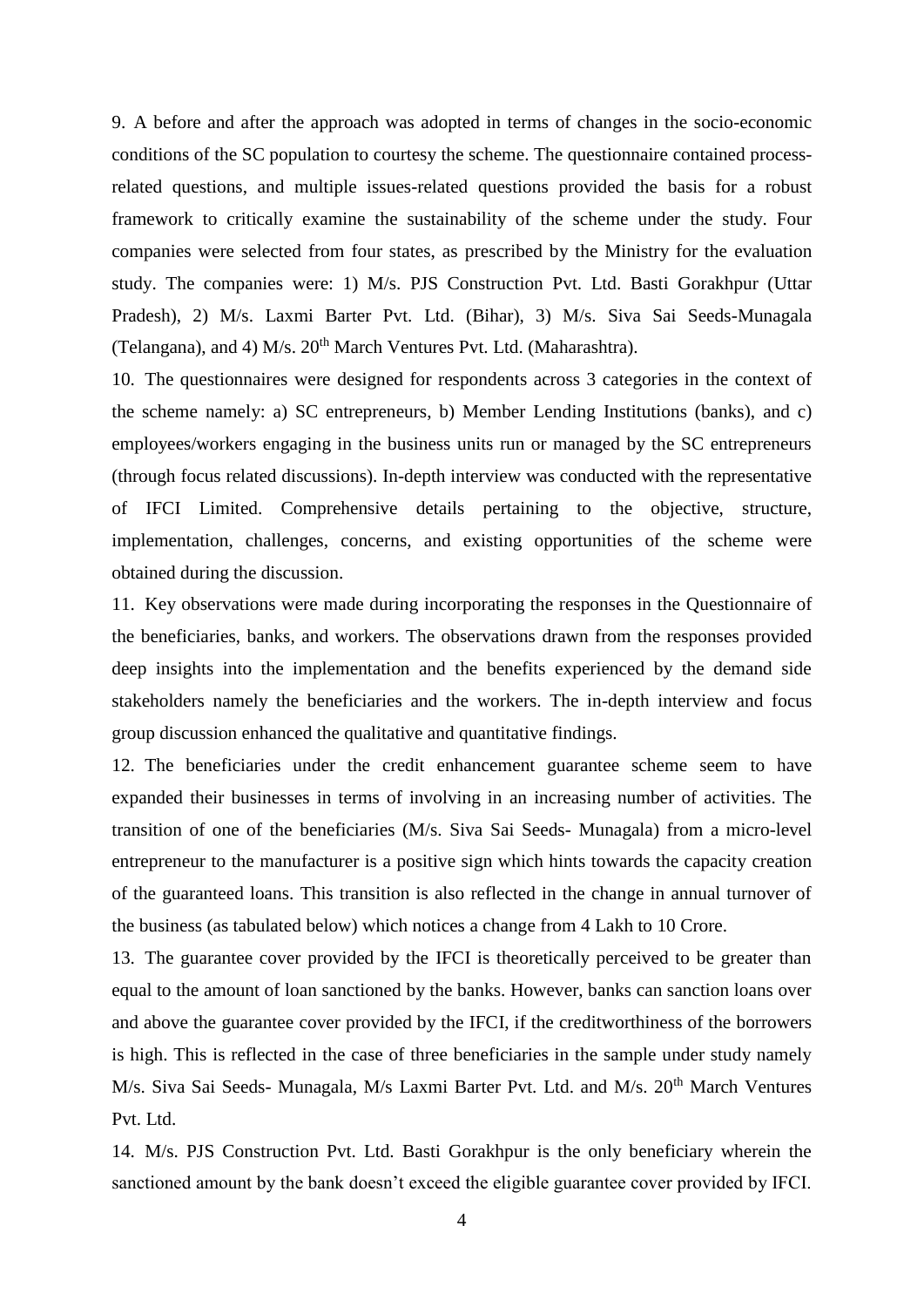9. A before and after the approach was adopted in terms of changes in the socio-economic conditions of the SC population to courtesy the scheme. The questionnaire contained process-related questions, and multiple issues-related questions provided the basis for a robust framework to critically examine the sustainability of the scheme under the study. Four companies were selected from four states, as prescribed by the Ministry for the evaluation study. The companies were: 1) M/s. PJS Construction Pvt. Ltd. Basti Gorakhpur (Uttar Pradesh), 2) M/s. Laxmi Barter Pvt. Ltd. (Bihar), 3) M/s. Siva Sai Seeds-Munagala (Telangana), and 4) M/s. 20th March Ventures Pvt. Ltd. (Maharashtra).

10. The questionnaires were designed for respondents across 3 categories in the context of the scheme namely: a) SC entrepreneurs, b) Member Lending Institutions (banks), and c) employees/workers engaging in the business units run or managed by the SC entrepreneurs (through focus related discussions). In-depth interview was conducted with the representative of IFCI Limited. Comprehensive details pertaining to the objective, structure, implementation, challenges, concerns, and existing opportunities of the scheme were obtained during the discussion.

11. Key observations were made during incorporating the responses in the Questionnaire of the beneficiaries, banks, and workers. The observations drawn from the responses provided deep insights into the implementation and the benefits experienced by the demand side stakeholders namely the beneficiaries and the workers. The in-depth interview and focus group discussion enhanced the qualitative and quantitative findings.

12. The beneficiaries under the credit enhancement guarantee scheme seem to have expanded their businesses in terms of involving in an increasing number of activities. The transition of one of the beneficiaries (M/s. Siva Sai Seeds- Munagala) from a micro-level entrepreneur to the manufacturer is a positive sign which hints towards the capacity creation of the guaranteed loans. This transition is also reflected in the change in annual turnover of the business (as tabulated below) which notices a change from 4 Lakh to 10 Crore.

13. The guarantee cover provided by the IFCI is theoretically perceived to be greater than equal to the amount of loan sanctioned by the banks. However, banks can sanction loans over and above the guarantee cover provided by the IFCI, if the creditworthiness of the borrowers is high. This is reflected in the case of three beneficiaries in the sample under study namely M/s. Siva Sai Seeds- Munagala, M/s Laxmi Barter Pvt. Ltd. and M/s. 20th March Ventures Pvt. Ltd.

14. M/s. PJS Construction Pvt. Ltd. Basti Gorakhpur is the only beneficiary wherein the sanctioned amount by the bank doesn't exceed the eligible guarantee cover provided by IFCI.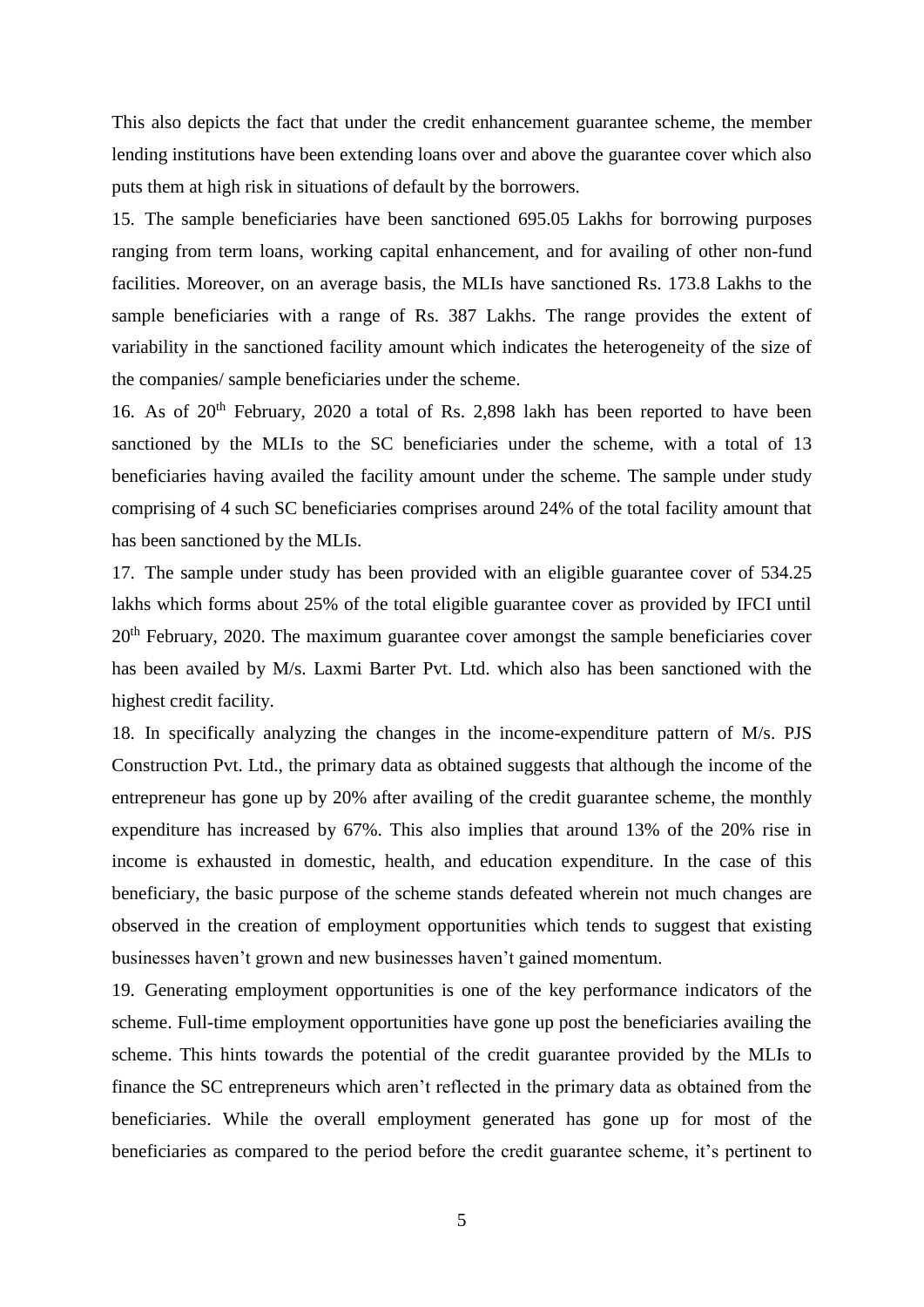This also depicts the fact that under the credit enhancement guarantee scheme, the member lending institutions have been extending loans over and above the guarantee cover which also puts them at high risk in situations of default by the borrowers.

15. The sample beneficiaries have been sanctioned 695.05 Lakhs for borrowing purposes ranging from term loans, working capital enhancement, and for availing of other non-fund facilities. Moreover, on an average basis, the MLIs have sanctioned Rs. 173.8 Lakhs to the sample beneficiaries with a range of Rs. 387 Lakhs. The range provides the extent of variability in the sanctioned facility amount which indicates the heterogeneity of the size of the companies/ sample beneficiaries under the scheme.

16. As of 20th February, 2020 a total of Rs. 2,898 lakh has been reported to have been sanctioned by the MLIs to the SC beneficiaries under the scheme, with a total of 13 beneficiaries having availed the facility amount under the scheme. The sample under study comprising of 4 such SC beneficiaries comprises around 24% of the total facility amount that has been sanctioned by the MLIs.

17. The sample under study has been provided with an eligible guarantee cover of 534.25 lakhs which forms about 25% of the total eligible guarantee cover as provided by IFCI until 20th February, 2020. The maximum guarantee cover amongst the sample beneficiaries cover has been availed by M/s. Laxmi Barter Pvt. Ltd. which also has been sanctioned with the highest credit facility.

18. In specifically analyzing the changes in the income-expenditure pattern of M/s. PJS Construction Pvt. Ltd., the primary data as obtained suggests that although the income of the entrepreneur has gone up by 20% after availing of the credit guarantee scheme, the monthly expenditure has increased by 67%. This also implies that around 13% of the 20% rise in income is exhausted in domestic, health, and education expenditure. In the case of this beneficiary, the basic purpose of the scheme stands defeated wherein not much changes are observed in the creation of employment opportunities which tends to suggest that existing businesses haven't grown and new businesses haven't gained momentum.

19. Generating employment opportunities is one of the key performance indicators of the scheme. Full-time employment opportunities have gone up post the beneficiaries availing the scheme. This hints towards the potential of the credit guarantee provided by the MLIs to finance the SC entrepreneurs which aren't reflected in the primary data as obtained from the beneficiaries. While the overall employment generated has gone up for most of the beneficiaries as compared to the period before the credit guarantee scheme, it's pertinent to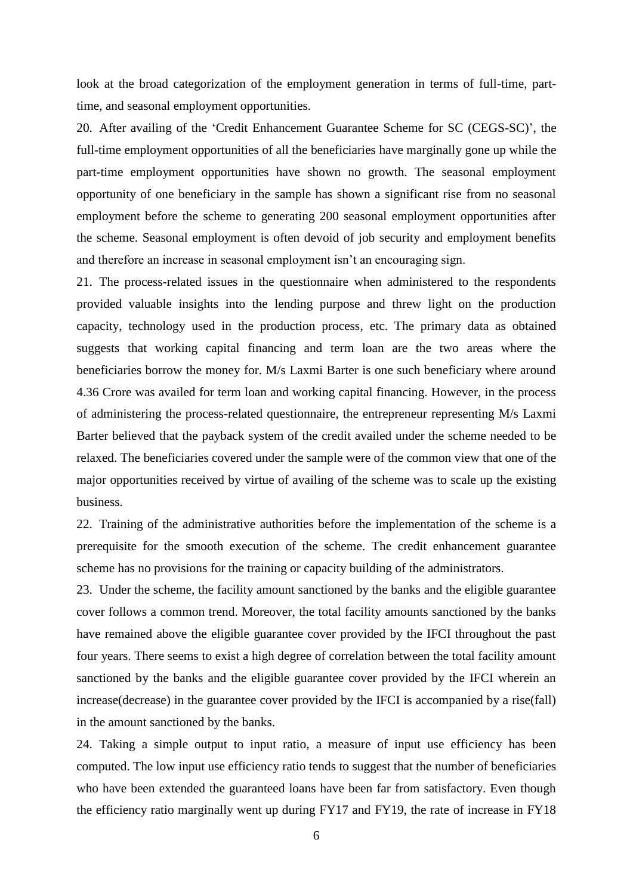look at the broad categorization of the employment generation in terms of full-time, part-time, and seasonal employment opportunities.

20. After availing of the 'Credit Enhancement Guarantee Scheme for SC (CEGS-SC)', the full-time employment opportunities of all the beneficiaries have marginally gone up while the part-time employment opportunities have shown no growth. The seasonal employment opportunity of one beneficiary in the sample has shown a significant rise from no seasonal employment before the scheme to generating 200 seasonal employment opportunities after the scheme. Seasonal employment is often devoid of job security and employment benefits and therefore an increase in seasonal employment isn't an encouraging sign.

21. The process-related issues in the questionnaire when administered to the respondents provided valuable insights into the lending purpose and threw light on the production capacity, technology used in the production process, etc. The primary data as obtained suggests that working capital financing and term loan are the two areas where the beneficiaries borrow the money for. M/s Laxmi Barter is one such beneficiary where around 4.36 Crore was availed for term loan and working capital financing. However, in the process of administering the process-related questionnaire, the entrepreneur representing M/s Laxmi Barter believed that the payback system of the credit availed under the scheme needed to be relaxed. The beneficiaries covered under the sample were of the common view that one of the major opportunities received by virtue of availing of the scheme was to scale up the existing business.

22. Training of the administrative authorities before the implementation of the scheme is a prerequisite for the smooth execution of the scheme. The credit enhancement guarantee scheme has no provisions for the training or capacity building of the administrators.

23. Under the scheme, the facility amount sanctioned by the banks and the eligible guarantee cover follows a common trend. Moreover, the total facility amounts sanctioned by the banks have remained above the eligible guarantee cover provided by the IFCI throughout the past four years. There seems to exist a high degree of correlation between the total facility amount sanctioned by the banks and the eligible guarantee cover provided by the IFCI wherein an increase(decrease) in the guarantee cover provided by the IFCI is accompanied by a rise(fall) in the amount sanctioned by the banks.

24. Taking a simple output to input ratio, a measure of input use efficiency has been computed. The low input use efficiency ratio tends to suggest that the number of beneficiaries who have been extended the guaranteed loans have been far from satisfactory. Even though the efficiency ratio marginally went up during FY17 and FY19, the rate of increase in FY18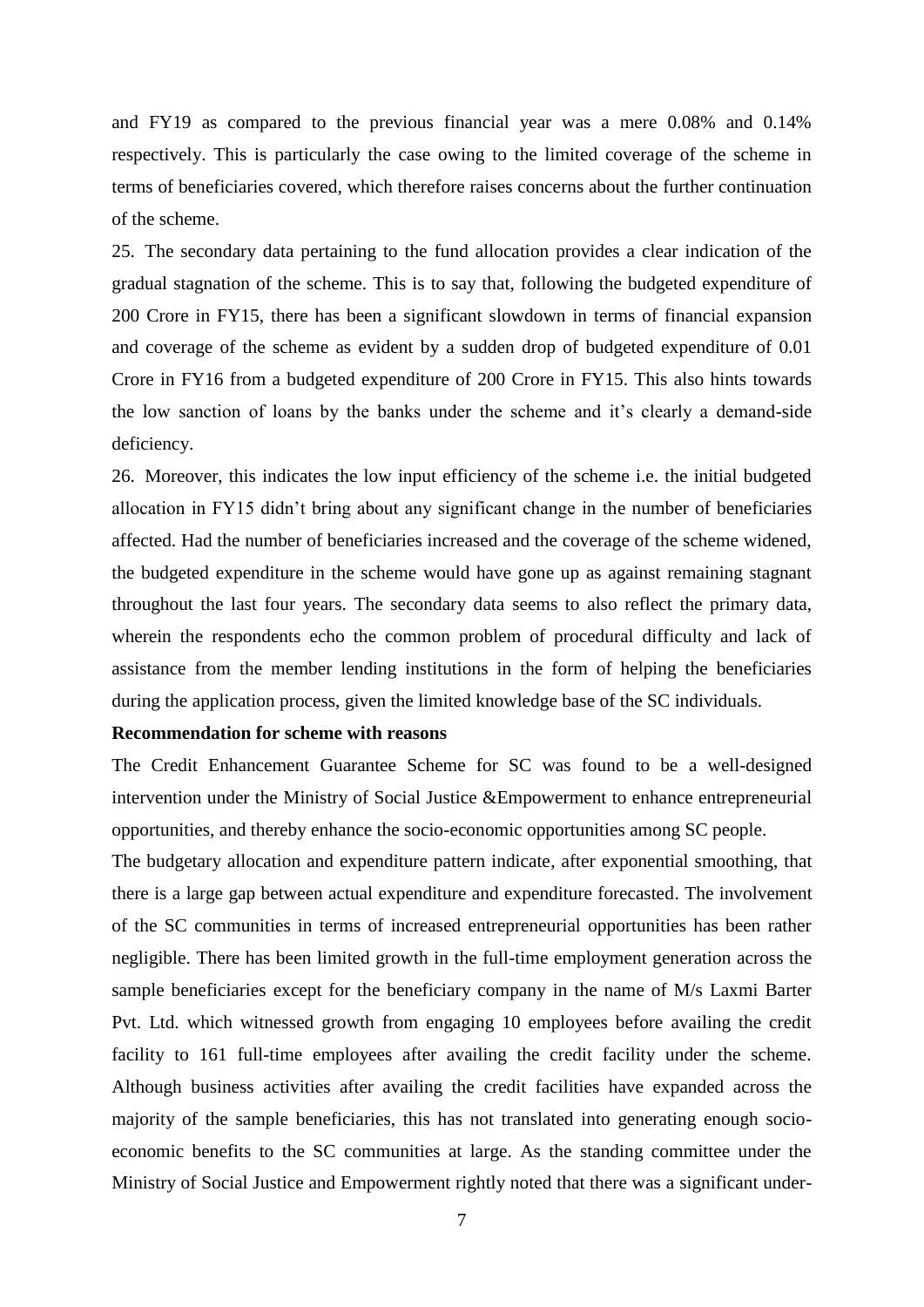and FY19 as compared to the previous financial year was a mere 0.08% and 0.14% respectively. This is particularly the case owing to the limited coverage of the scheme in terms of beneficiaries covered, which therefore raises concerns about the further continuation of the scheme.

25. The secondary data pertaining to the fund allocation provides a clear indication of the gradual stagnation of the scheme. This is to say that, following the budgeted expenditure of 200 Crore in FY15, there has been a significant slowdown in terms of financial expansion and coverage of the scheme as evident by a sudden drop of budgeted expenditure of 0.01 Crore in FY16 from a budgeted expenditure of 200 Crore in FY15. This also hints towards the low sanction of loans by the banks under the scheme and it's clearly a demand-side deficiency.

26. Moreover, this indicates the low input efficiency of the scheme i.e. the initial budgeted allocation in FY15 didn't bring about any significant change in the number of beneficiaries affected. Had the number of beneficiaries increased and the coverage of the scheme widened, the budgeted expenditure in the scheme would have gone up as against remaining stagnant throughout the last four years. The secondary data seems to also reflect the primary data, wherein the respondents echo the common problem of procedural difficulty and lack of assistance from the member lending institutions in the form of helping the beneficiaries during the application process, given the limited knowledge base of the SC individuals.

**Recommendation for scheme with reasons**

The Credit Enhancement Guarantee Scheme for SC was found to be a well-designed intervention under the Ministry of Social Justice &Empowerment to enhance entrepreneurial opportunities, and thereby enhance the socio-economic opportunities among SC people.

The budgetary allocation and expenditure pattern indicate, after exponential smoothing, that there is a large gap between actual expenditure and expenditure forecasted. The involvement of the SC communities in terms of increased entrepreneurial opportunities has been rather negligible. There has been limited growth in the full-time employment generation across the sample beneficiaries except for the beneficiary company in the name of M/s Laxmi Barter Pvt. Ltd. which witnessed growth from engaging 10 employees before availing the credit facility to 161 full-time employees after availing the credit facility under the scheme. Although business activities after availing the credit facilities have expanded across the majority of the sample beneficiaries, this has not translated into generating enough socio-economic benefits to the SC communities at large. As the standing committee under the Ministry of Social Justice and Empowerment rightly noted that there was a significant under-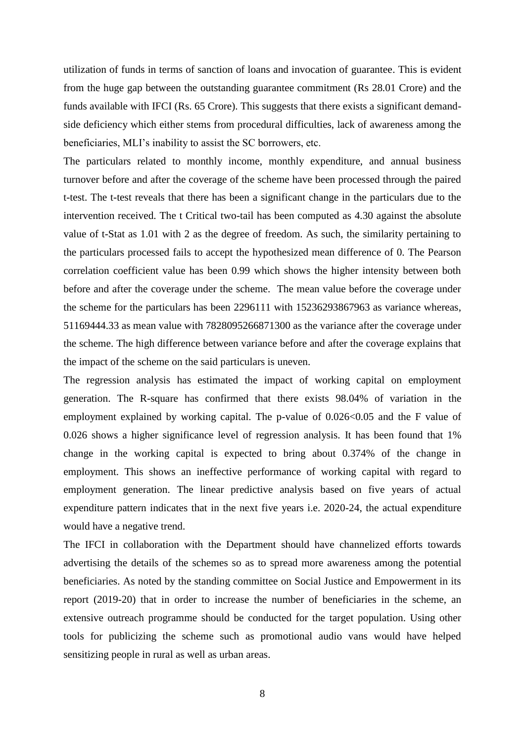utilization of funds in terms of sanction of loans and invocation of guarantee. This is evident from the huge gap between the outstanding guarantee commitment (Rs 28.01 Crore) and the funds available with IFCI (Rs. 65 Crore). This suggests that there exists a significant demand-side deficiency which either stems from procedural difficulties, lack of awareness among the beneficiaries, MLI's inability to assist the SC borrowers, etc.

The particulars related to monthly income, monthly expenditure, and annual business turnover before and after the coverage of the scheme have been processed through the paired t-test. The t-test reveals that there has been a significant change in the particulars due to the intervention received. The t Critical two-tail has been computed as 4.30 against the absolute value of t-Stat as 1.01 with 2 as the degree of freedom. As such, the similarity pertaining to the particulars processed fails to accept the hypothesized mean difference of 0. The Pearson correlation coefficient value has been 0.99 which shows the higher intensity between both before and after the coverage under the scheme. The mean value before the coverage under the scheme for the particulars has been 2296111 with 15236293867963 as variance whereas, 51169444.33 as mean value with 7828095266871300 as the variance after the coverage under the scheme. The high difference between variance before and after the coverage explains that the impact of the scheme on the said particulars is uneven.

The regression analysis has estimated the impact of working capital on employment generation. The R-square has confirmed that there exists 98.04% of variation in the employment explained by working capital. The p-value of $0.026<0.05$ and the F value of 0.026 shows a higher significance level of regression analysis. It has been found that 1% change in the working capital is expected to bring about 0.374% of the change in employment. This shows an ineffective performance of working capital with regard to employment generation. The linear predictive analysis based on five years of actual expenditure pattern indicates that in the next five years i.e. 2020-24, the actual expenditure would have a negative trend.

The IFCI in collaboration with the Department should have channelized efforts towards advertising the details of the schemes so as to spread more awareness among the potential beneficiaries. As noted by the standing committee on Social Justice and Empowerment in its report (2019-20) that in order to increase the number of beneficiaries in the scheme, an extensive outreach programme should be conducted for the target population. Using other tools for publicizing the scheme such as promotional audio vans would have helped sensitizing people in rural as well as urban areas.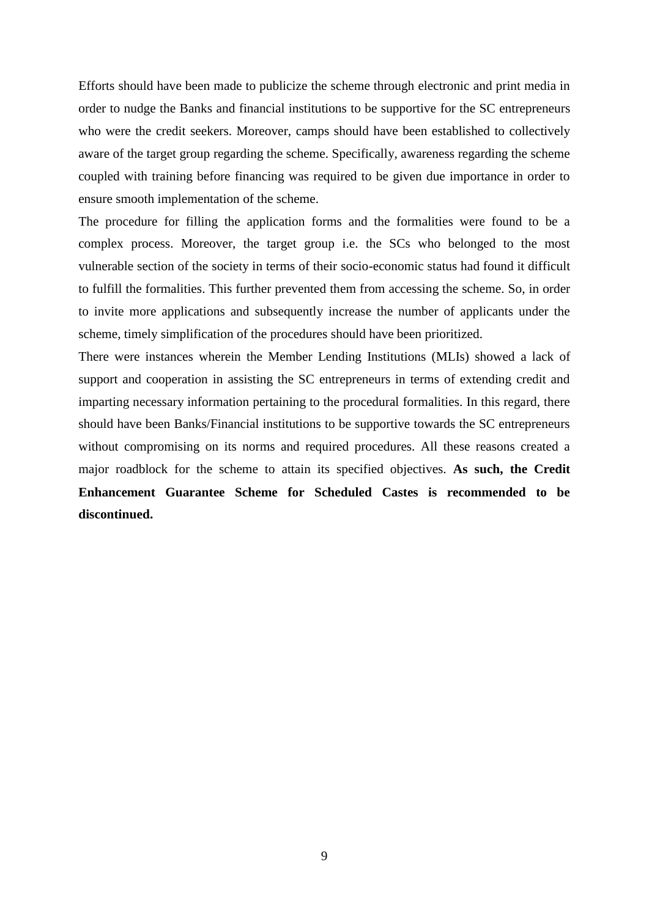Efforts should have been made to publicize the scheme through electronic and print media in order to nudge the Banks and financial institutions to be supportive for the SC entrepreneurs who were the credit seekers. Moreover, camps should have been established to collectively aware of the target group regarding the scheme. Specifically, awareness regarding the scheme coupled with training before financing was required to be given due importance in order to ensure smooth implementation of the scheme.

The procedure for filling the application forms and the formalities were found to be a complex process. Moreover, the target group i.e. the SCs who belonged to the most vulnerable section of the society in terms of their socio-economic status had found it difficult to fulfill the formalities. This further prevented them from accessing the scheme. So, in order to invite more applications and subsequently increase the number of applicants under the scheme, timely simplification of the procedures should have been prioritized.

There were instances wherein the Member Lending Institutions (MLIs) showed a lack of support and cooperation in assisting the SC entrepreneurs in terms of extending credit and imparting necessary information pertaining to the procedural formalities. In this regard, there should have been Banks/Financial institutions to be supportive towards the SC entrepreneurs without compromising on its norms and required procedures. All these reasons created a major roadblock for the scheme to attain its specified objectives. **As such, the Credit Enhancement Guarantee Scheme for Scheduled Castes is recommended to be discontinued.**